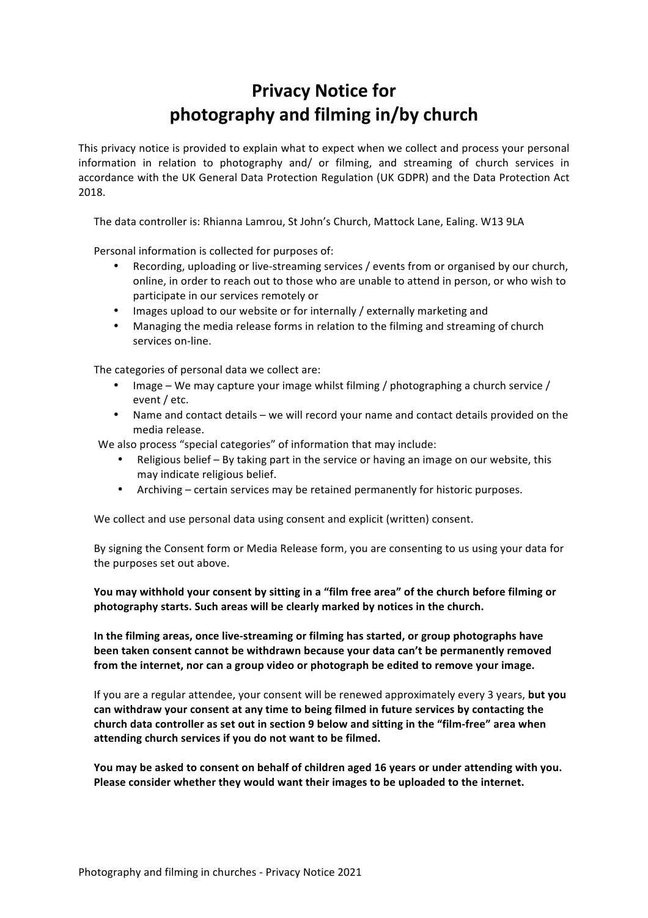# Privacy Notice for photography and filming in/by church

This privacy notice is provided to explain what to expect when we collect and process your personal information in relation to photography and/ or filming, and streaming of church services in accordance with the UK General Data Protection Regulation (UK GDPR) and the Data Protection Act 2018.

The data controller is: Rhianna Lamrou, St John's Church, Mattock Lane, Ealing. W13 9LA

Personal information is collected for purposes of:

- Recording, uploading or live-streaming services / events from or organised by our church, online, in order to reach out to those who are unable to attend in person, or who wish to participate in our services remotely or
- Images upload to our website or for internally / externally marketing and
- Managing the media release forms in relation to the filming and streaming of church services on-line.

The categories of personal data we collect are:

- Image – We may capture your image whilst filming / photographing a church service / event / etc.
- Name and contact details – we will record your name and contact details provided on the media release.

We also process "special categories" of information that may include:

- Religious belief – By taking part in the service or having an image on our website, this may indicate religious belief.
- Archiving – certain services may be retained permanently for historic purposes.

We collect and use personal data using consent and explicit (written) consent.

By signing the Consent form or Media Release form, you are consenting to us using your data for the purposes set out above.

**You may withhold your consent by sitting in a "film free area" of the church before filming or photography starts. Such areas will be clearly marked by notices in the church.**

**In the filming areas, once live-streaming or filming has started, or group photographs have been taken consent cannot be withdrawn because your data can't be permanently removed from the internet, nor can a group video or photograph be edited to remove your image.**

If you are a regular attendee, your consent will be renewed approximately every 3 years, **but you can withdraw your consent at any time to being filmed in future services by contacting the church data controller as set out in section 9 below and sitting in the "film-free" area when attending church services if you do not want to be filmed.**

**You may be asked to consent on behalf of children aged 16 years or under attending with you. Please consider whether they would want their images to be uploaded to the internet.**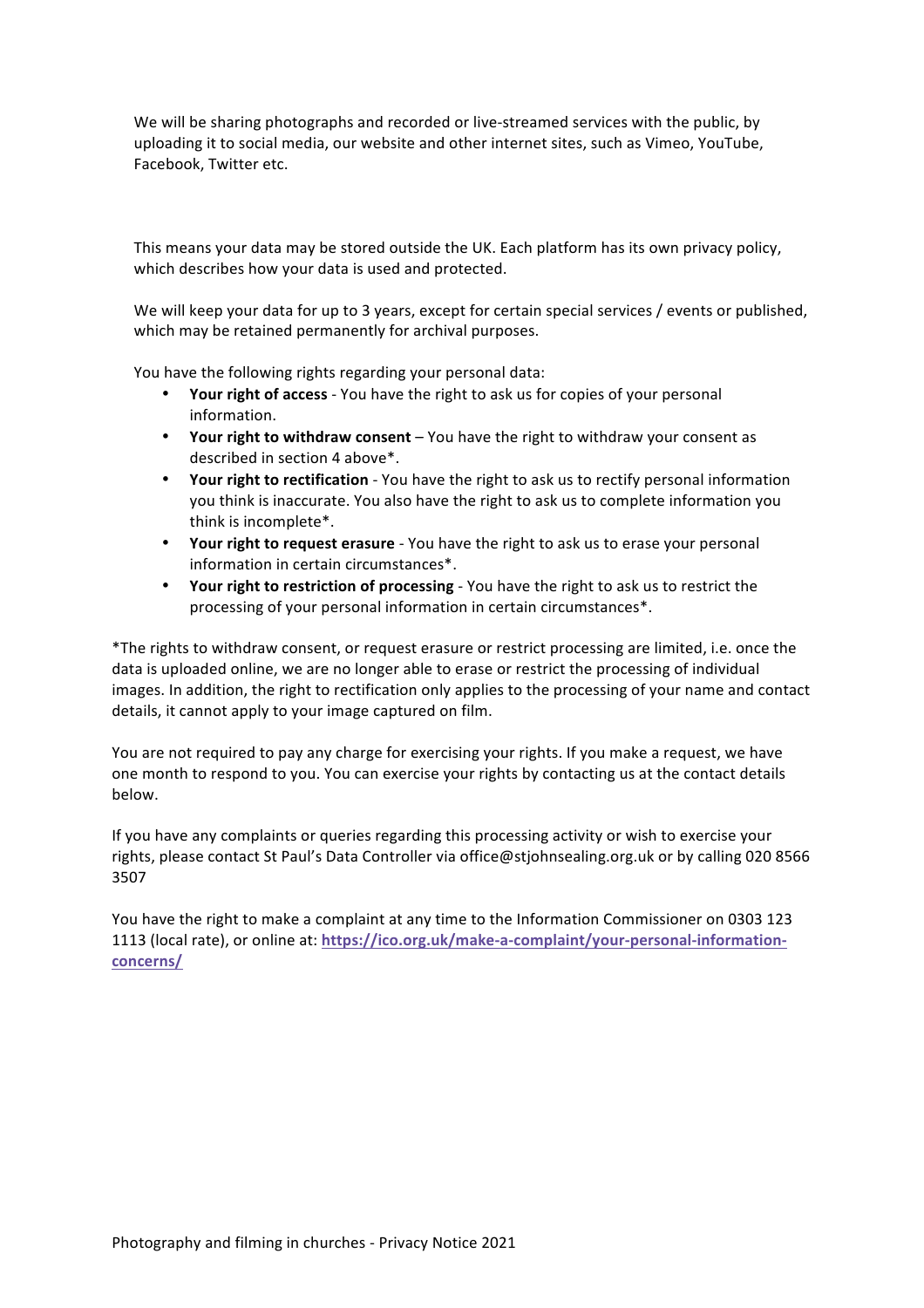We will be sharing photographs and recorded or live-streamed services with the public, by uploading it to social media, our website and other internet sites, such as Vimeo, YouTube, Facebook, Twitter etc.

This means your data may be stored outside the UK. Each platform has its own privacy policy, which describes how your data is used and protected.

We will keep your data for up to 3 years, except for certain special services / events or published, which may be retained permanently for archival purposes.

You have the following rights regarding your personal data:

- **Your right of access** - You have the right to ask us for copies of your personal information.
- **Your right to withdraw consent** – You have the right to withdraw your consent as described in section 4 above*.
- **Your right to rectification** - You have the right to ask us to rectify personal information you think is inaccurate. You also have the right to ask us to complete information you think is incomplete*.
- **Your right to request erasure** - You have the right to ask us to erase your personal information in certain circumstances*.
- **Your right to restriction of processing** - You have the right to ask us to restrict the processing of your personal information in certain circumstances*.

*The rights to withdraw consent, or request erasure or restrict processing are limited, i.e. once the data is uploaded online, we are no longer able to erase or restrict the processing of individual images. In addition, the right to rectification only applies to the processing of your name and contact details, it cannot apply to your image captured on film.

You are not required to pay any charge for exercising your rights. If you make a request, we have one month to respond to you. You can exercise your rights by contacting us at the contact details below.

If you have any complaints or queries regarding this processing activity or wish to exercise your rights, please contact St Paul's Data Controller via office@stjohnsealing.org.uk or by calling 020 8566 3507

You have the right to make a complaint at any time to the Information Commissioner on 0303 123 1113 (local rate), or online at: **https://ico.org.uk/make-a-complaint/your-personal-information-concerns/**